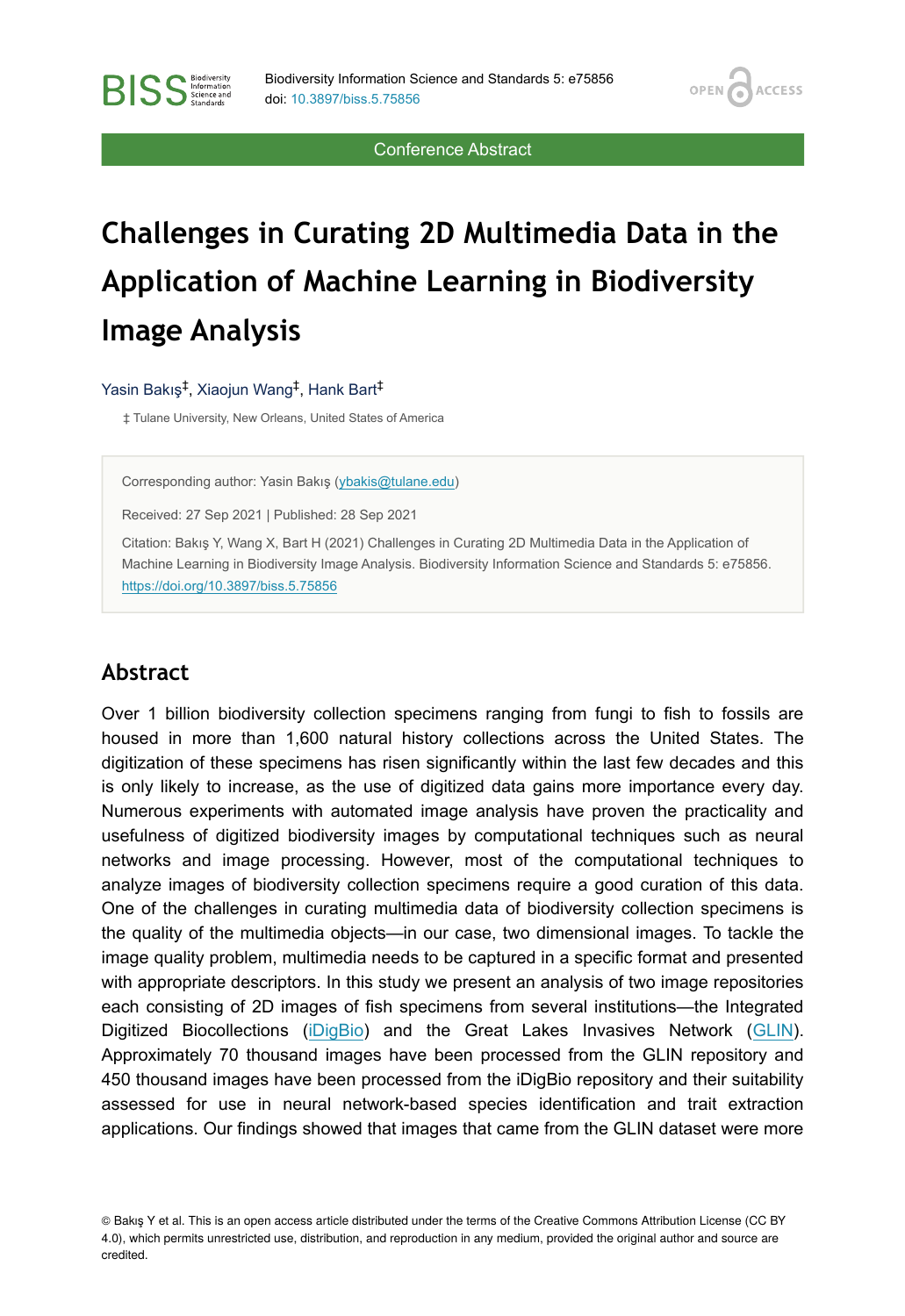Conference Abstract

# Challenges in Curating 2D Multimedia Data in the Application of Machine Learning in Biodiversity Image Analysis

Yasin Bakış[‡], Xiaojun Wang[‡], Hank Bart[‡]

‡ Tulane University, New Orleans, United States of America

Corresponding author: Yasin Bakış (ybakis@tulane.edu)

Received: 27 Sep 2021 | Published: 28 Sep 2021

Citation: Bakış Y, Wang X, Bart H (2021) Challenges in Curating 2D Multimedia Data in the Application of Machine Learning in Biodiversity Image Analysis. Biodiversity Information Science and Standards 5: e75856. https://doi.org/10.3897/biss.5.75856

## Abstract

Over 1 billion biodiversity collection specimens ranging from fungi to fish to fossils are housed in more than 1,600 natural history collections across the United States. The digitization of these specimens has risen significantly within the last few decades and this is only likely to increase, as the use of digitized data gains more importance every day. Numerous experiments with automated image analysis have proven the practicality and usefulness of digitized biodiversity images by computational techniques such as neural networks and image processing. However, most of the computational techniques to analyze images of biodiversity collection specimens require a good curation of this data. One of the challenges in curating multimedia data of biodiversity collection specimens is the quality of the multimedia objects—in our case, two dimensional images. To tackle the image quality problem, multimedia needs to be captured in a specific format and presented with appropriate descriptors. In this study we present an analysis of two image repositories each consisting of 2D images of fish specimens from several institutions—the Integrated Digitized Biocollections (iDigBio) and the Great Lakes Invasives Network (GLIN). Approximately 70 thousand images have been processed from the GLIN repository and 450 thousand images have been processed from the iDigBio repository and their suitability assessed for use in neural network-based species identification and trait extraction applications. Our findings showed that images that came from the GLIN dataset were more

© Bakış Y et al. This is an open access article distributed under the terms of the Creative Commons Attribution License (CC BY 4.0), which permits unrestricted use, distribution, and reproduction in any medium, provided the original author and source are credited.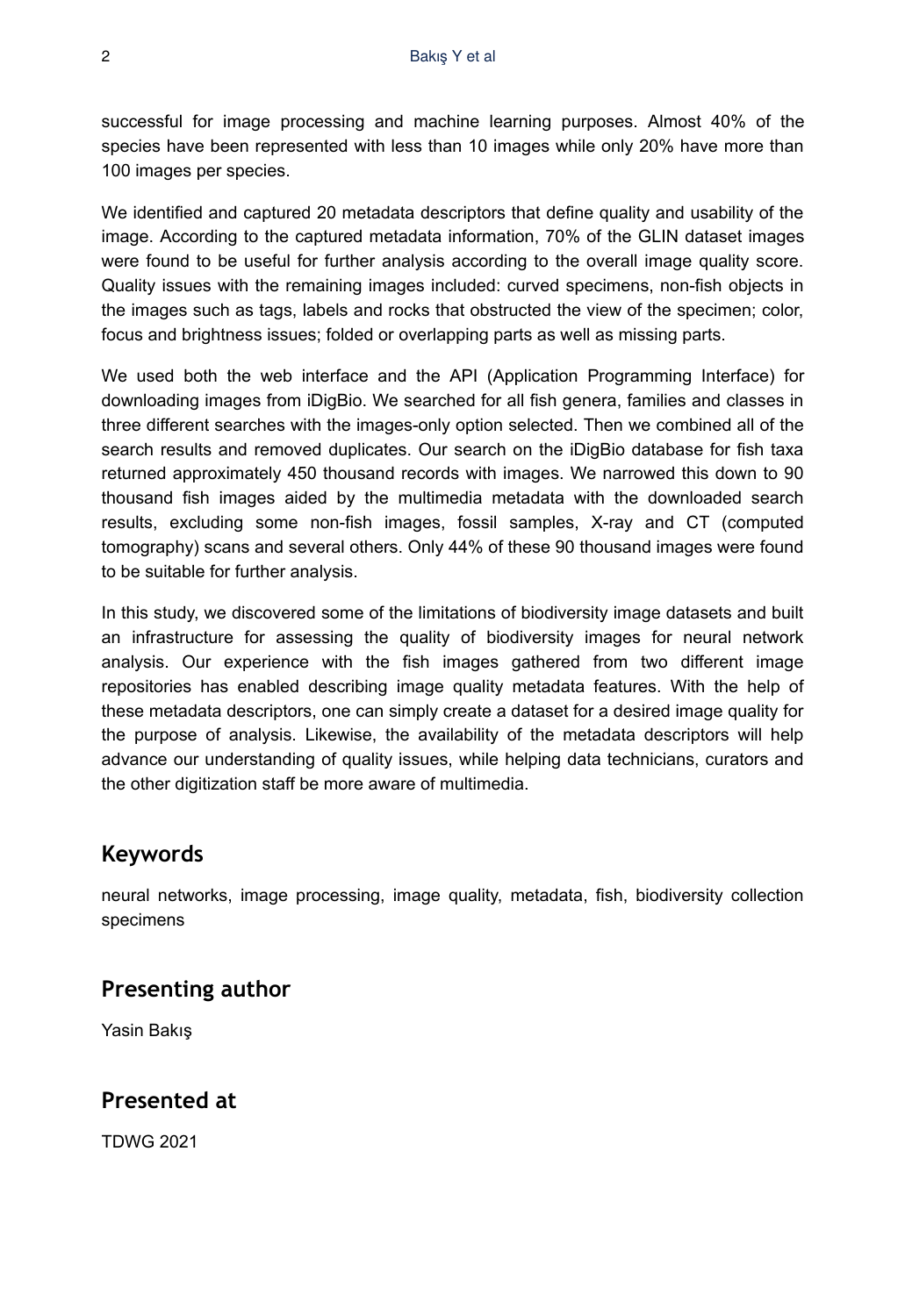successful for image processing and machine learning purposes. Almost 40% of the species have been represented with less than 10 images while only 20% have more than 100 images per species.

We identified and captured 20 metadata descriptors that define quality and usability of the image. According to the captured metadata information, 70% of the GLIN dataset images were found to be useful for further analysis according to the overall image quality score. Quality issues with the remaining images included: curved specimens, non-fish objects in the images such as tags, labels and rocks that obstructed the view of the specimen; color, focus and brightness issues; folded or overlapping parts as well as missing parts.

We used both the web interface and the API (Application Programming Interface) for downloading images from iDigBio. We searched for all fish genera, families and classes in three different searches with the images-only option selected. Then we combined all of the search results and removed duplicates. Our search on the iDigBio database for fish taxa returned approximately 450 thousand records with images. We narrowed this down to 90 thousand fish images aided by the multimedia metadata with the downloaded search results, excluding some non-fish images, fossil samples, X-ray and CT (computed tomography) scans and several others. Only 44% of these 90 thousand images were found to be suitable for further analysis.

In this study, we discovered some of the limitations of biodiversity image datasets and built an infrastructure for assessing the quality of biodiversity images for neural network analysis. Our experience with the fish images gathered from two different image repositories has enabled describing image quality metadata features. With the help of these metadata descriptors, one can simply create a dataset for a desired image quality for the purpose of analysis. Likewise, the availability of the metadata descriptors will help advance our understanding of quality issues, while helping data technicians, curators and the other digitization staff be more aware of multimedia.

## Keywords

neural networks, image processing, image quality, metadata, fish, biodiversity collection specimens

## Presenting author

Yasin Bakış

## Presented at

TDWG 2021